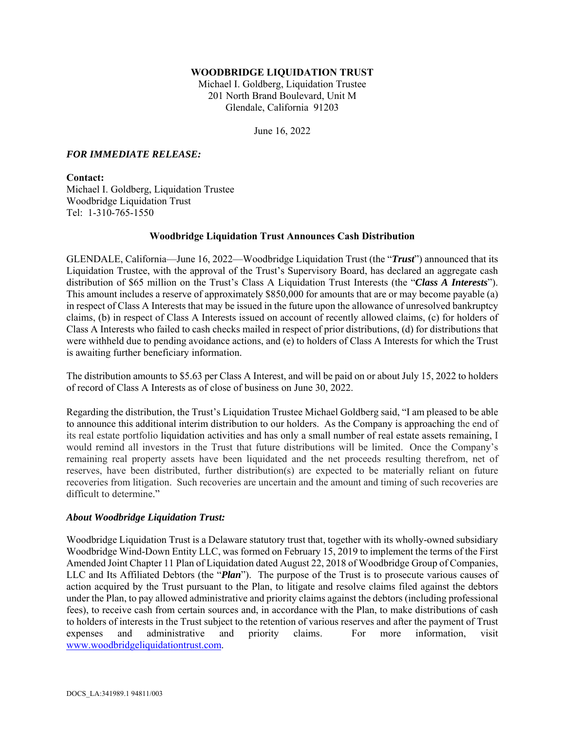**WOODBRIDGE LIQUIDATION TRUST**
Michael I. Goldberg, Liquidation Trustee
201 North Brand Boulevard, Unit M
Glendale, California 91203

June 16, 2022

***FOR IMMEDIATE RELEASE:***

**Contact:**
Michael I. Goldberg, Liquidation Trustee
Woodbridge Liquidation Trust
Tel: 1-310-765-1550

**Woodbridge Liquidation Trust Announces Cash Distribution**

GLENDALE, California—June 16, 2022—Woodbridge Liquidation Trust (the "***Trust***") announced that its Liquidation Trustee, with the approval of the Trust's Supervisory Board, has declared an aggregate cash distribution of $65 million on the Trust's Class A Liquidation Trust Interests (the "***Class A Interests***"). This amount includes a reserve of approximately $850,000 for amounts that are or may become payable (a) in respect of Class A Interests that may be issued in the future upon the allowance of unresolved bankruptcy claims, (b) in respect of Class A Interests issued on account of recently allowed claims, (c) for holders of Class A Interests who failed to cash checks mailed in respect of prior distributions, (d) for distributions that were withheld due to pending avoidance actions, and (e) to holders of Class A Interests for which the Trust is awaiting further beneficiary information.

The distribution amounts to $5.63 per Class A Interest, and will be paid on or about July 15, 2022 to holders of record of Class A Interests as of close of business on June 30, 2022.

Regarding the distribution, the Trust's Liquidation Trustee Michael Goldberg said, "I am pleased to be able to announce this additional interim distribution to our holders. As the Company is approaching the end of its real estate portfolio liquidation activities and has only a small number of real estate assets remaining, I would remind all investors in the Trust that future distributions will be limited. Once the Company's remaining real property assets have been liquidated and the net proceeds resulting therefrom, net of reserves, have been distributed, further distribution(s) are expected to be materially reliant on future recoveries from litigation. Such recoveries are uncertain and the amount and timing of such recoveries are difficult to determine."

***About Woodbridge Liquidation Trust:***

Woodbridge Liquidation Trust is a Delaware statutory trust that, together with its wholly-owned subsidiary Woodbridge Wind-Down Entity LLC, was formed on February 15, 2019 to implement the terms of the First Amended Joint Chapter 11 Plan of Liquidation dated August 22, 2018 of Woodbridge Group of Companies, LLC and Its Affiliated Debtors (the "***Plan***"). The purpose of the Trust is to prosecute various causes of action acquired by the Trust pursuant to the Plan, to litigate and resolve claims filed against the debtors under the Plan, to pay allowed administrative and priority claims against the debtors (including professional fees), to receive cash from certain sources and, in accordance with the Plan, to make distributions of cash to holders of interests in the Trust subject to the retention of various reserves and after the payment of Trust expenses and administrative and priority claims. For more information, visit www.woodbridgeliquidationtrust.com.

DOCS_LA:341989.1 94811/003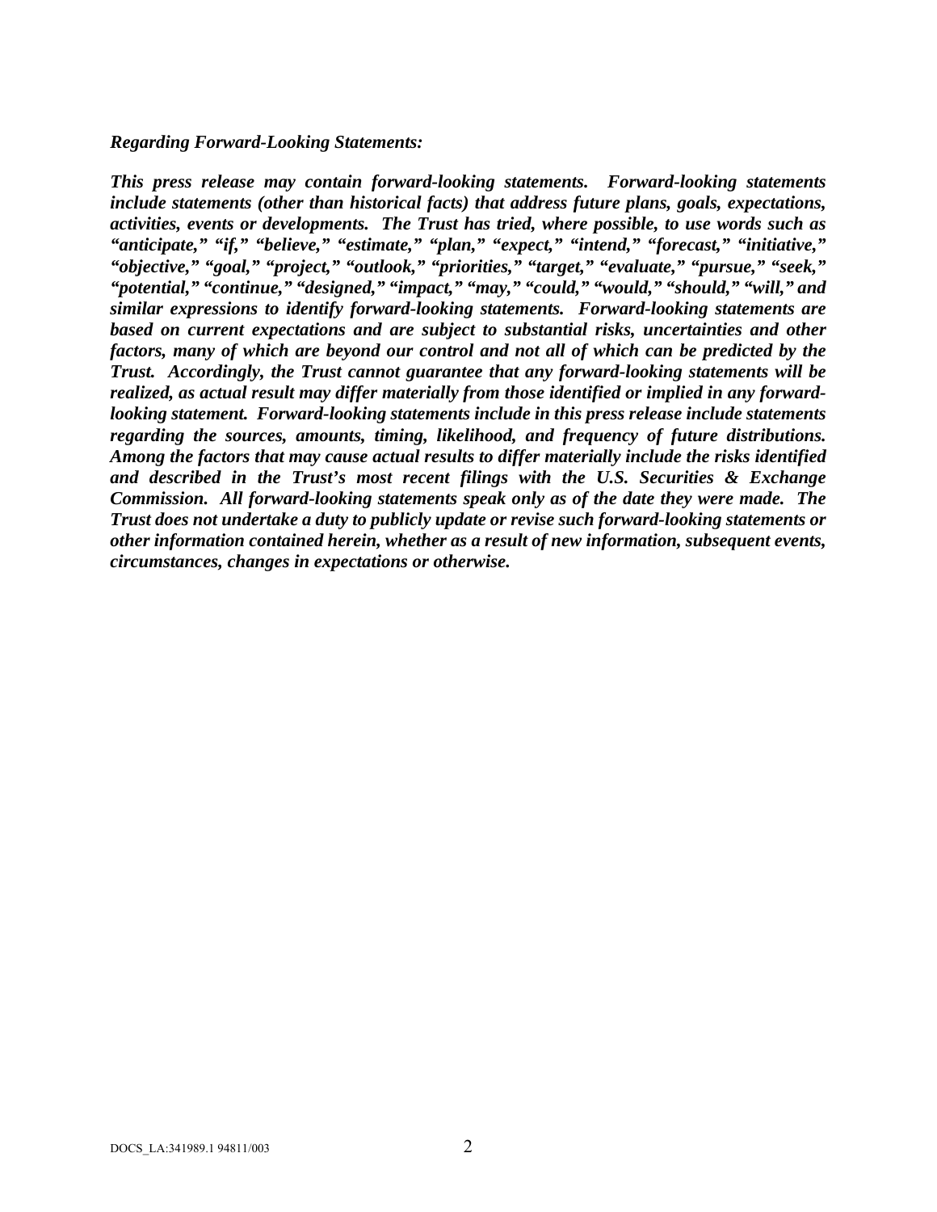***Regarding Forward-Looking Statements:***

***This press release may contain forward-looking statements. Forward-looking statements include statements (other than historical facts) that address future plans, goals, expectations, activities, events or developments. The Trust has tried, where possible, to use words such as "anticipate," "if," "believe," "estimate," "plan," "expect," "intend," "forecast," "initiative," "objective," "goal," "project," "outlook," "priorities," "target," "evaluate," "pursue," "seek," "potential," "continue," "designed," "impact," "may," "could," "would," "should," "will," and similar expressions to identify forward-looking statements. Forward-looking statements are based on current expectations and are subject to substantial risks, uncertainties and other factors, many of which are beyond our control and not all of which can be predicted by the Trust. Accordingly, the Trust cannot guarantee that any forward-looking statements will be realized, as actual result may differ materially from those identified or implied in any forward-looking statement. Forward-looking statements include in this press release include statements regarding the sources, amounts, timing, likelihood, and frequency of future distributions. Among the factors that may cause actual results to differ materially include the risks identified and described in the Trust's most recent filings with the U.S. Securities & Exchange Commission. All forward-looking statements speak only as of the date they were made. The Trust does not undertake a duty to publicly update or revise such forward-looking statements or other information contained herein, whether as a result of new information, subsequent events, circumstances, changes in expectations or otherwise.***

DOCS_LA:341989.1 94811/003